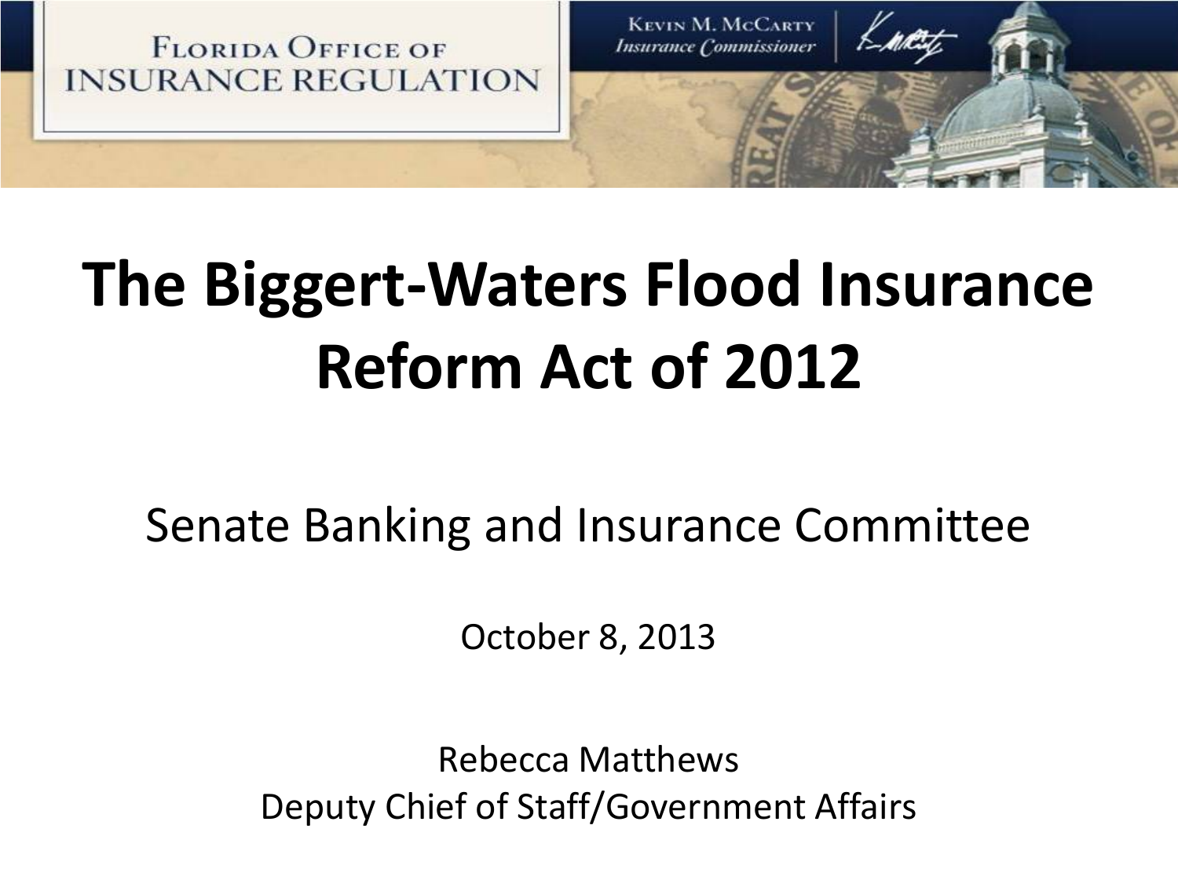FLORIDA OFFICE OF INSURANCE REGULATION

KEVIN M. MCCARTY
*Insurance Commissioner*

# The Biggert-Waters Flood Insurance Reform Act of 2012

Senate Banking and Insurance Committee

October 8, 2013

Rebecca Matthews
Deputy Chief of Staff/Government Affairs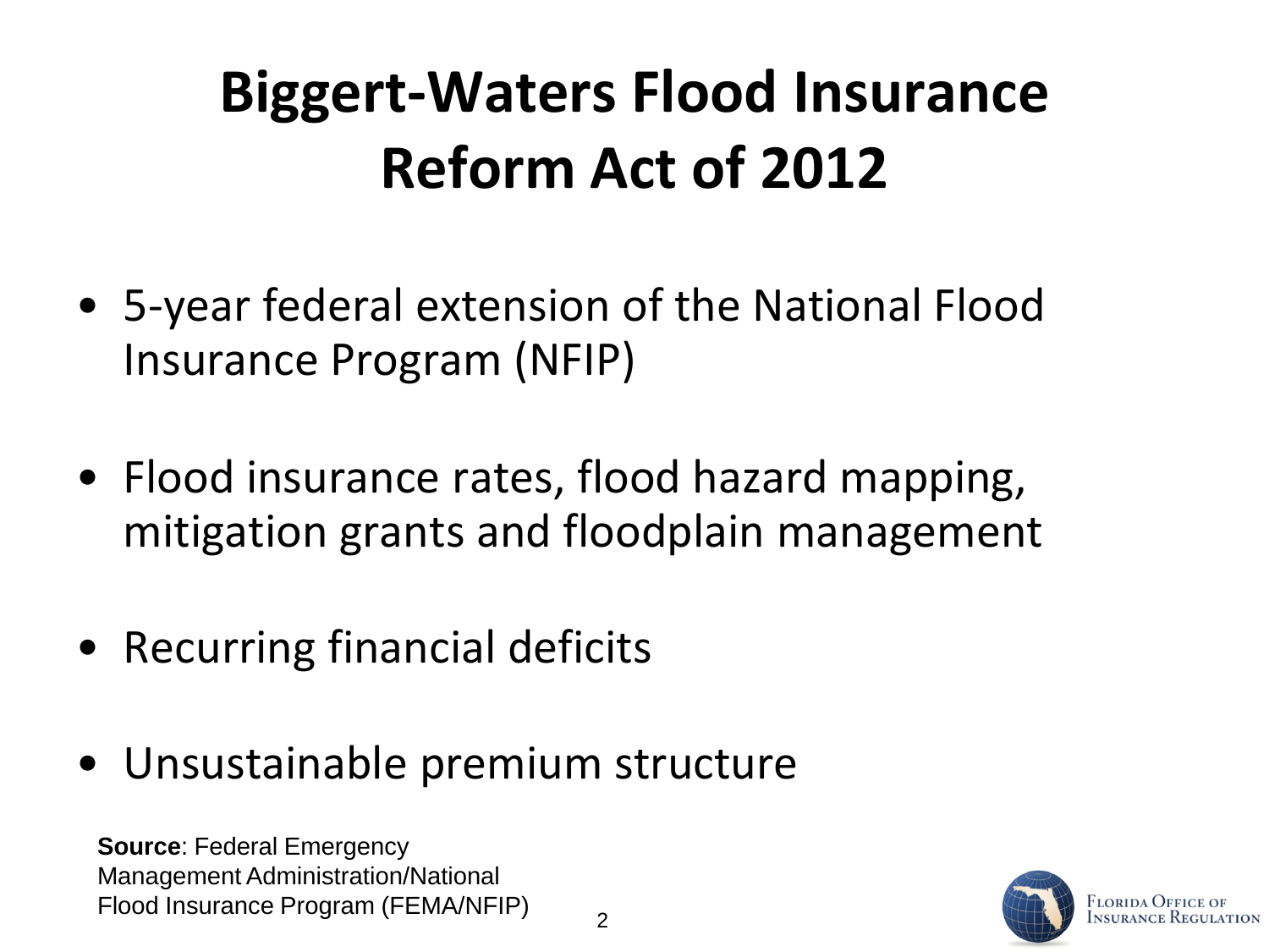# Biggert-Waters Flood Insurance Reform Act of 2012

- 5-year federal extension of the National Flood Insurance Program (NFIP)
- Flood insurance rates, flood hazard mapping, mitigation grants and floodplain management
- Recurring financial deficits
- Unsustainable premium structure

**Source**: Federal Emergency Management Administration/National Flood Insurance Program (FEMA/NFIP)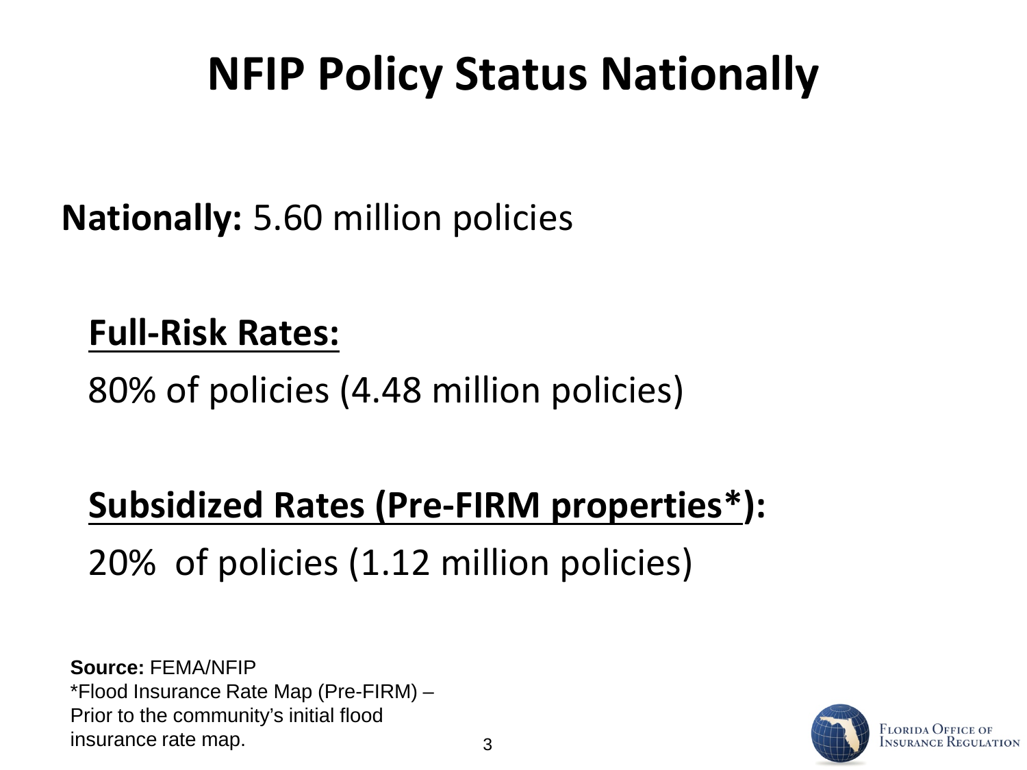# NFIP Policy Status Nationally

**Nationally:** 5.60 million policies

**Full-Risk Rates:**

80% of policies (4.48 million policies)

**Subsidized Rates (Pre-FIRM properties*):**

20% of policies (1.12 million policies)

**Source:** FEMA/NFIP

*Flood Insurance Rate Map (Pre-FIRM) – Prior to the community's initial flood insurance rate map.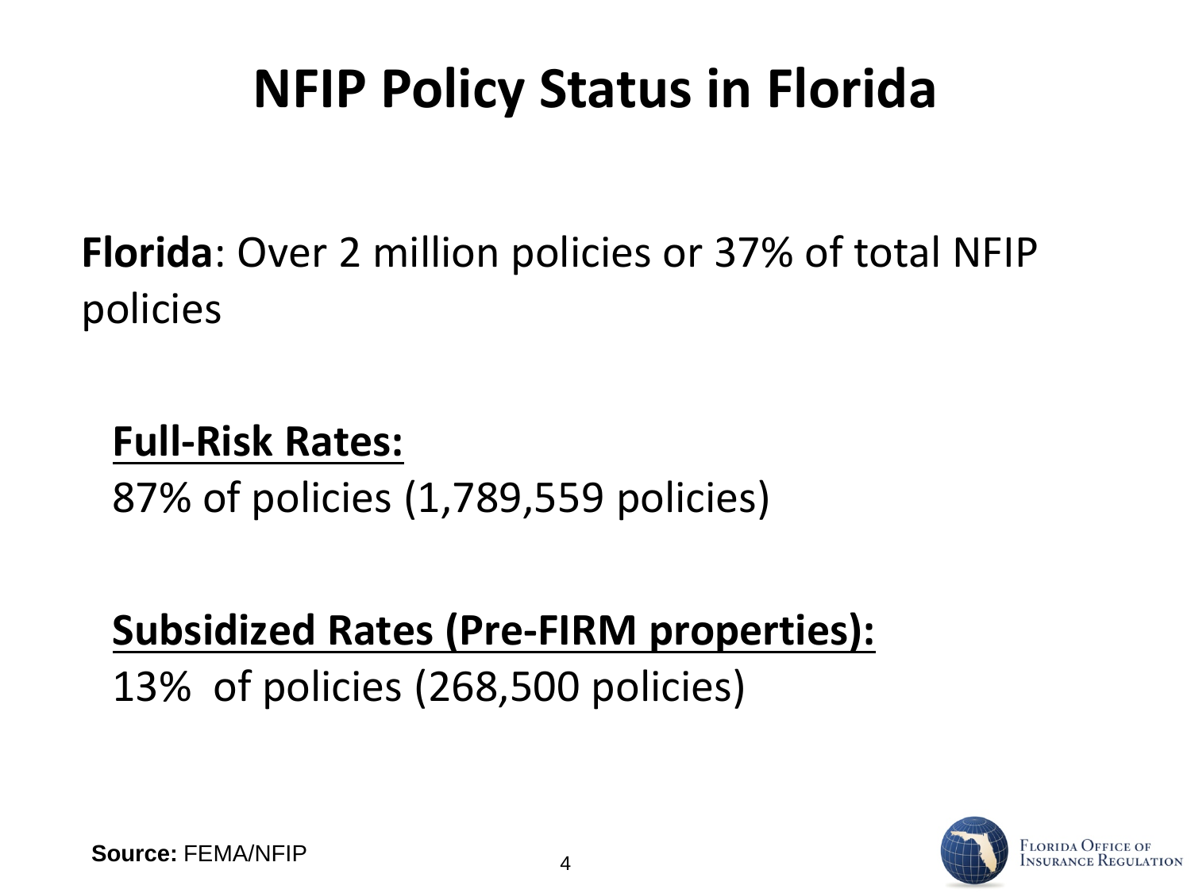# NFIP Policy Status in Florida

**Florida**: Over 2 million policies or 37% of total NFIP policies

**Full-Risk Rates:**
87% of policies (1,789,559 policies)

**Subsidized Rates (Pre-FIRM properties):**
13%  of policies (268,500 policies)

**Source:** FEMA/NFIP

FLORIDA OFFICE OF INSURANCE REGULATION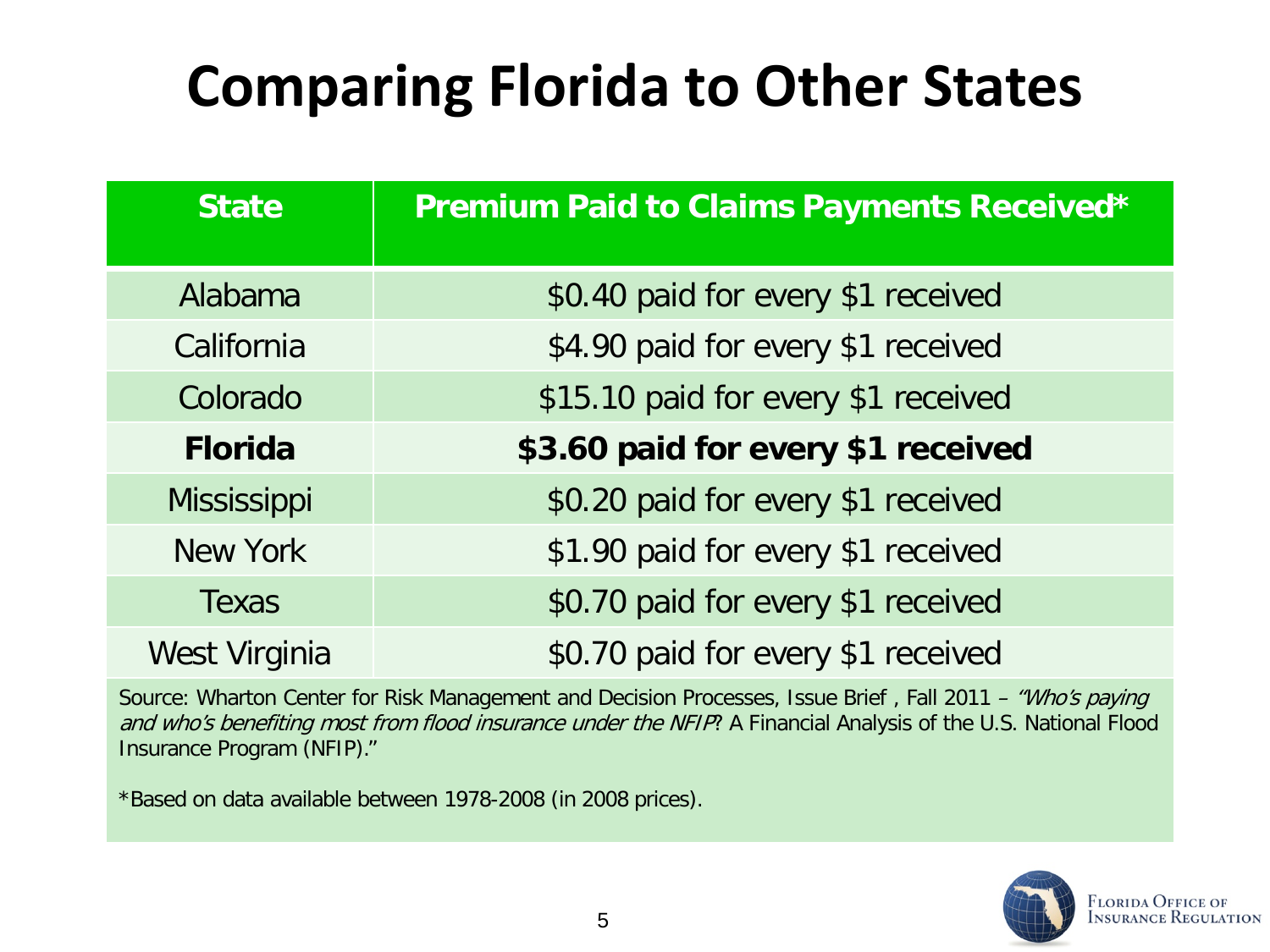# Comparing Florida to Other States

| State | Premium Paid to Claims Payments Received* |
|---|---|
| Alabama | $0.40 paid for every $1 received |
| California | $4.90 paid for every $1 received |
| Colorado | $15.10 paid for every $1 received |
| **Florida** | **$3.60 paid for every $1 received** |
| Mississippi | $0.20 paid for every $1 received |
| New York | $1.90 paid for every $1 received |
| Texas | $0.70 paid for every $1 received |
| West Virginia | $0.70 paid for every $1 received |

Source: Wharton Center for Risk Management and Decision Processes, Issue Brief , Fall 2011 – *"Who's paying and who's benefiting most from flood insurance under the NFIP*? A Financial Analysis of the U.S. National Flood Insurance Program (NFIP)."

*Based on data available between 1978-2008 (in 2008 prices).

FLORIDA OFFICE OF INSURANCE REGULATION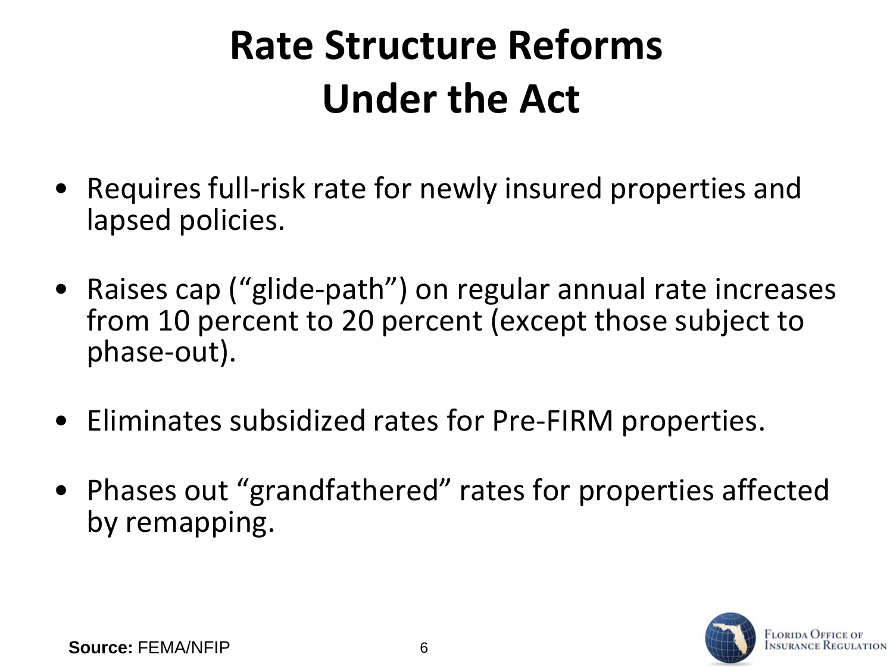# Rate Structure Reforms Under the Act

- Requires full-risk rate for newly insured properties and lapsed policies.
- Raises cap ("glide-path") on regular annual rate increases from 10 percent to 20 percent (except those subject to phase-out).
- Eliminates subsidized rates for Pre-FIRM properties.
- Phases out "grandfathered" rates for properties affected by remapping.

**Source:** FEMA/NFIP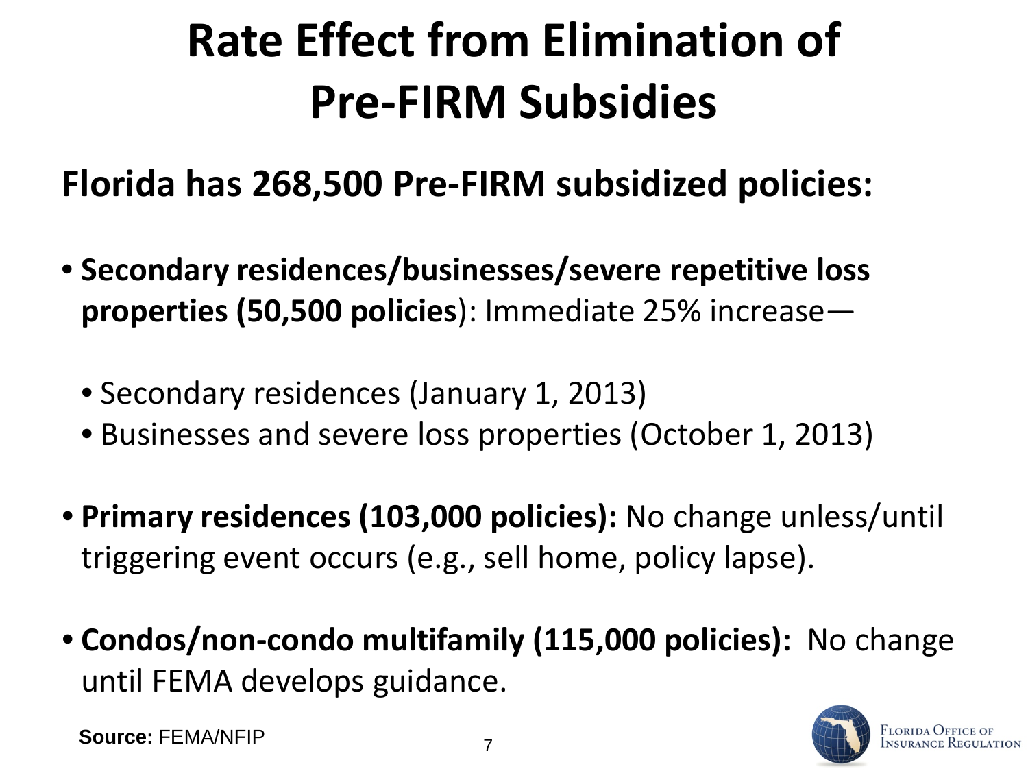# Rate Effect from Elimination of Pre-FIRM Subsidies

## Florida has 268,500 Pre-FIRM subsidized policies:

- **Secondary residences/businesses/severe repetitive loss properties (50,500 policies)**: Immediate 25% increase—
  - Secondary residences (January 1, 2013)
  - Businesses and severe loss properties (October 1, 2013)
- **Primary residences (103,000 policies):** No change unless/until triggering event occurs (e.g., sell home, policy lapse).
- **Condos/non-condo multifamily (115,000 policies):** No change until FEMA develops guidance.

**Source:** FEMA/NFIP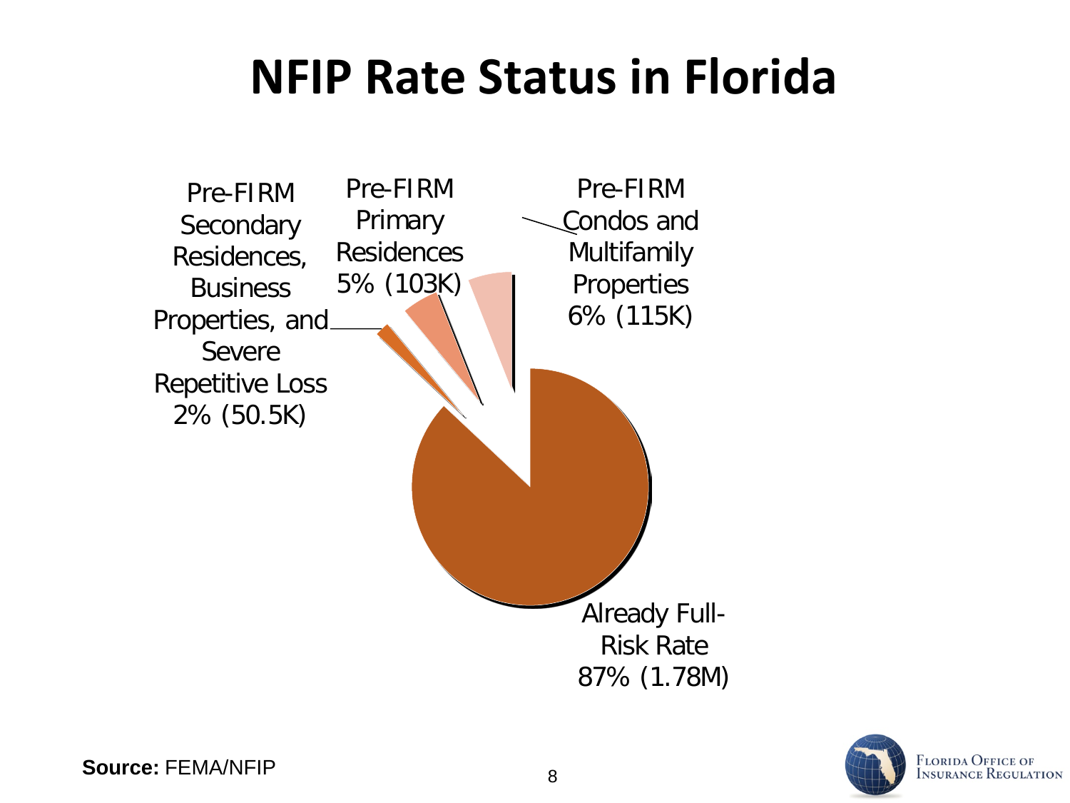# NFIP Rate Status in Florida

Pre-FIRM Secondary Residences, Business Properties, and Severe Repetitive Loss 2% (50.5K)

Pre-FIRM Primary Residences 5% (103K)

Pre-FIRM Condos and Multifamily Properties 6% (115K)

Already Full-Risk Rate 87% (1.78M)

**Source:** FEMA/NFIP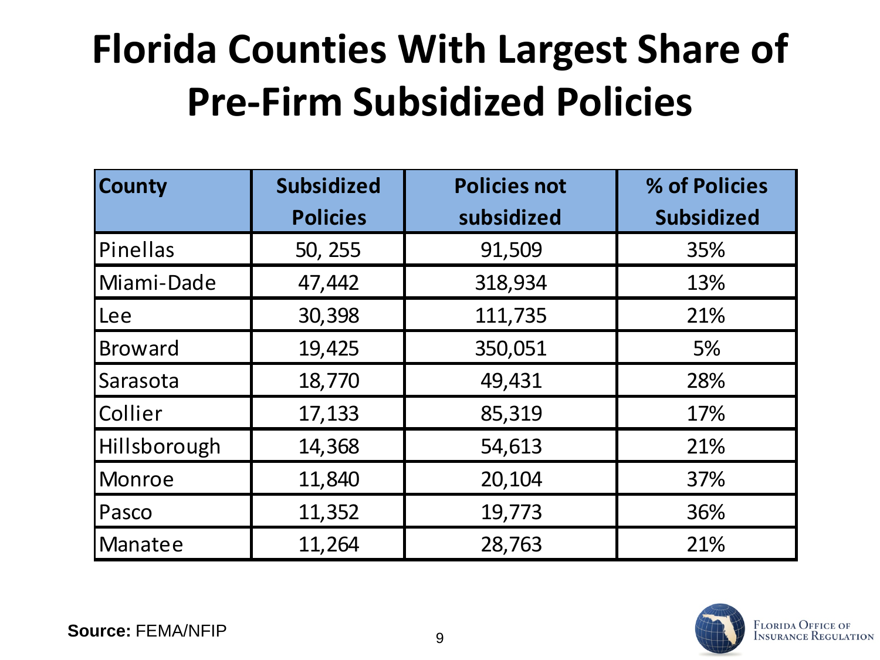# Florida Counties With Largest Share of Pre-Firm Subsidized Policies

| County | Subsidized Policies | Policies not subsidized | % of Policies Subsidized |
|---|---|---|---|
| Pinellas | 50, 255 | 91,509 | 35% |
| Miami-Dade | 47,442 | 318,934 | 13% |
| Lee | 30,398 | 111,735 | 21% |
| Broward | 19,425 | 350,051 | 5% |
| Sarasota | 18,770 | 49,431 | 28% |
| Collier | 17,133 | 85,319 | 17% |
| Hillsborough | 14,368 | 54,613 | 21% |
| Monroe | 11,840 | 20,104 | 37% |
| Pasco | 11,352 | 19,773 | 36% |
| Manatee | 11,264 | 28,763 | 21% |

**Source:** FEMA/NFIP

Florida Office of Insurance Regulation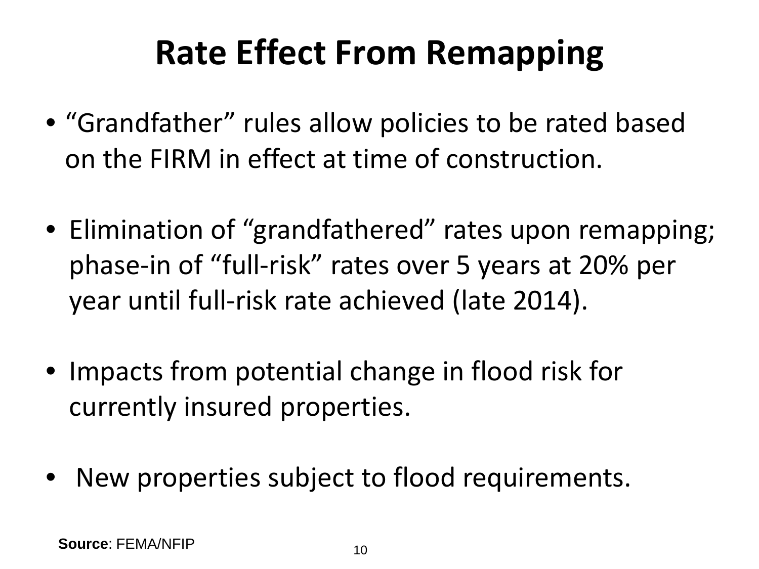# Rate Effect From Remapping

- "Grandfather" rules allow policies to be rated based on the FIRM in effect at time of construction.
- Elimination of "grandfathered" rates upon remapping; phase-in of "full-risk" rates over 5 years at 20% per year until full-risk rate achieved (late 2014).
- Impacts from potential change in flood risk for currently insured properties.
- New properties subject to flood requirements.

**Source**: FEMA/NFIP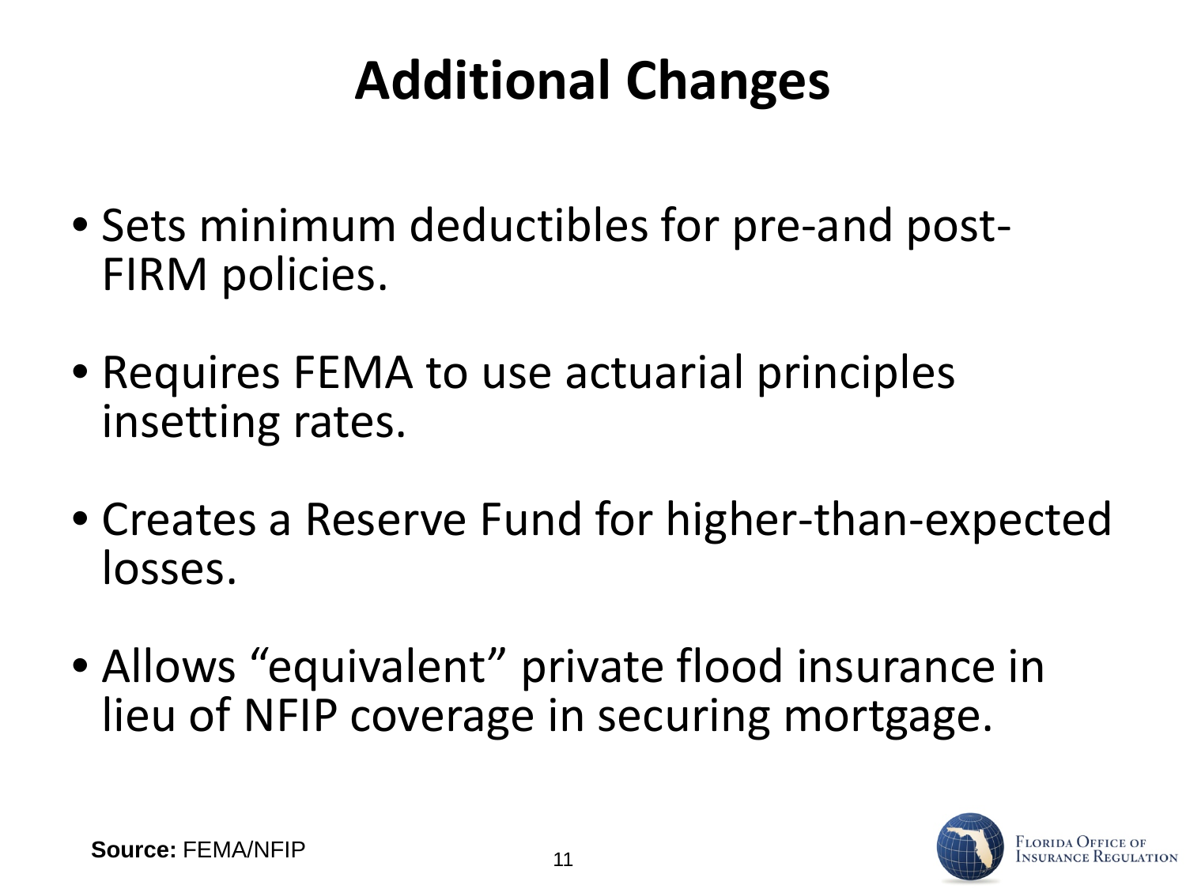# Additional Changes

- Sets minimum deductibles for pre-and post-FIRM policies.
- Requires FEMA to use actuarial principles insetting rates.
- Creates a Reserve Fund for higher-than-expected losses.
- Allows "equivalent" private flood insurance in lieu of NFIP coverage in securing mortgage.

**Source:** FEMA/NFIP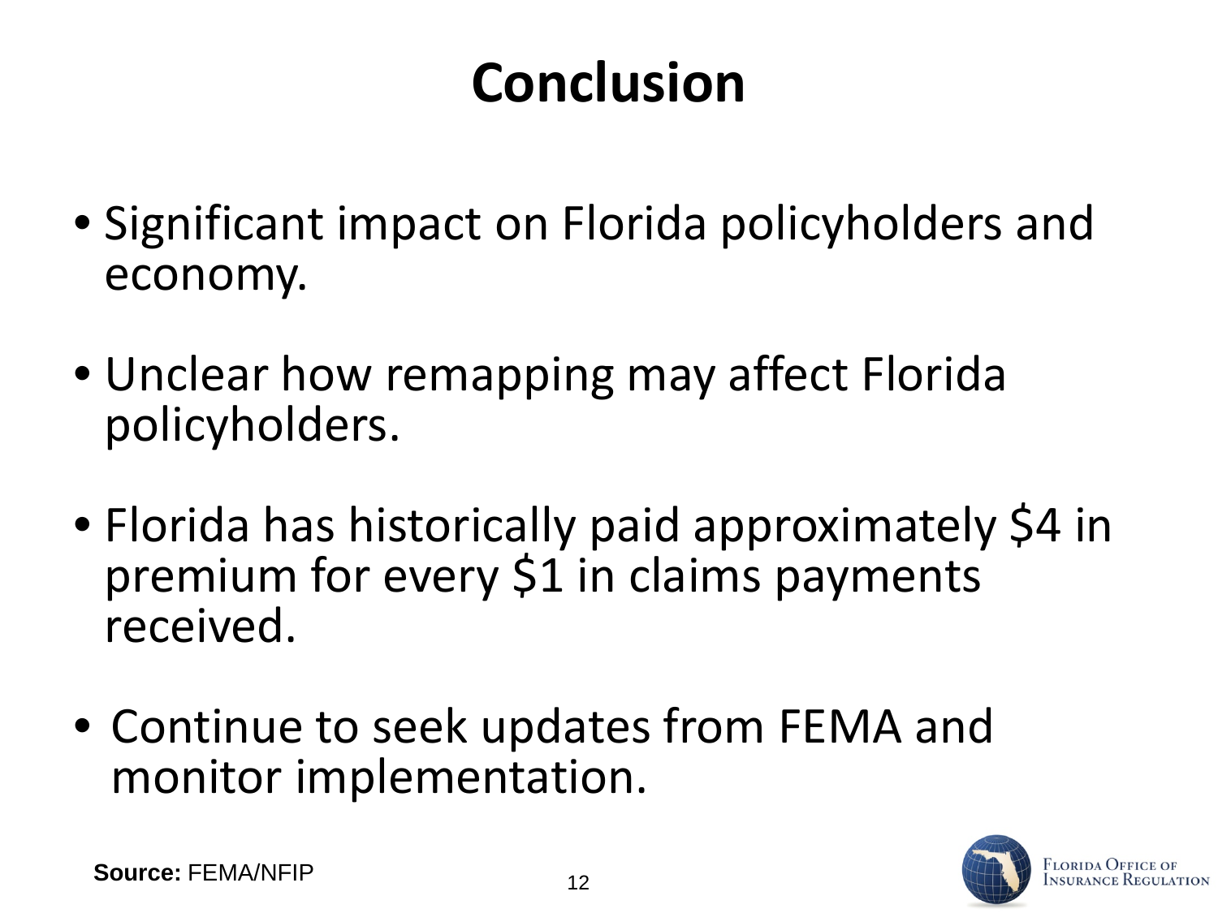# Conclusion

- Significant impact on Florida policyholders and economy.
- Unclear how remapping may affect Florida policyholders.
- Florida has historically paid approximately $4 in premium for every $1 in claims payments received.
- Continue to seek updates from FEMA and monitor implementation.

**Source:** FEMA/NFIP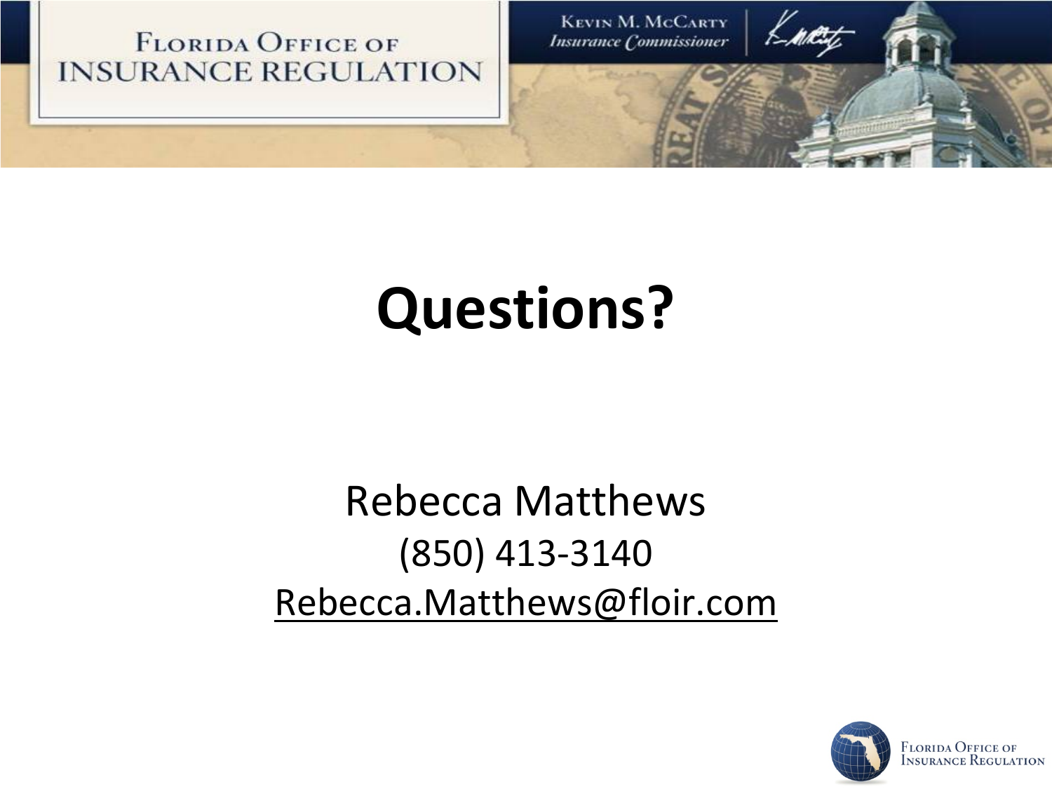# Questions?

Rebecca Matthews
(850) 413-3140
Rebecca.Matthews@floir.com